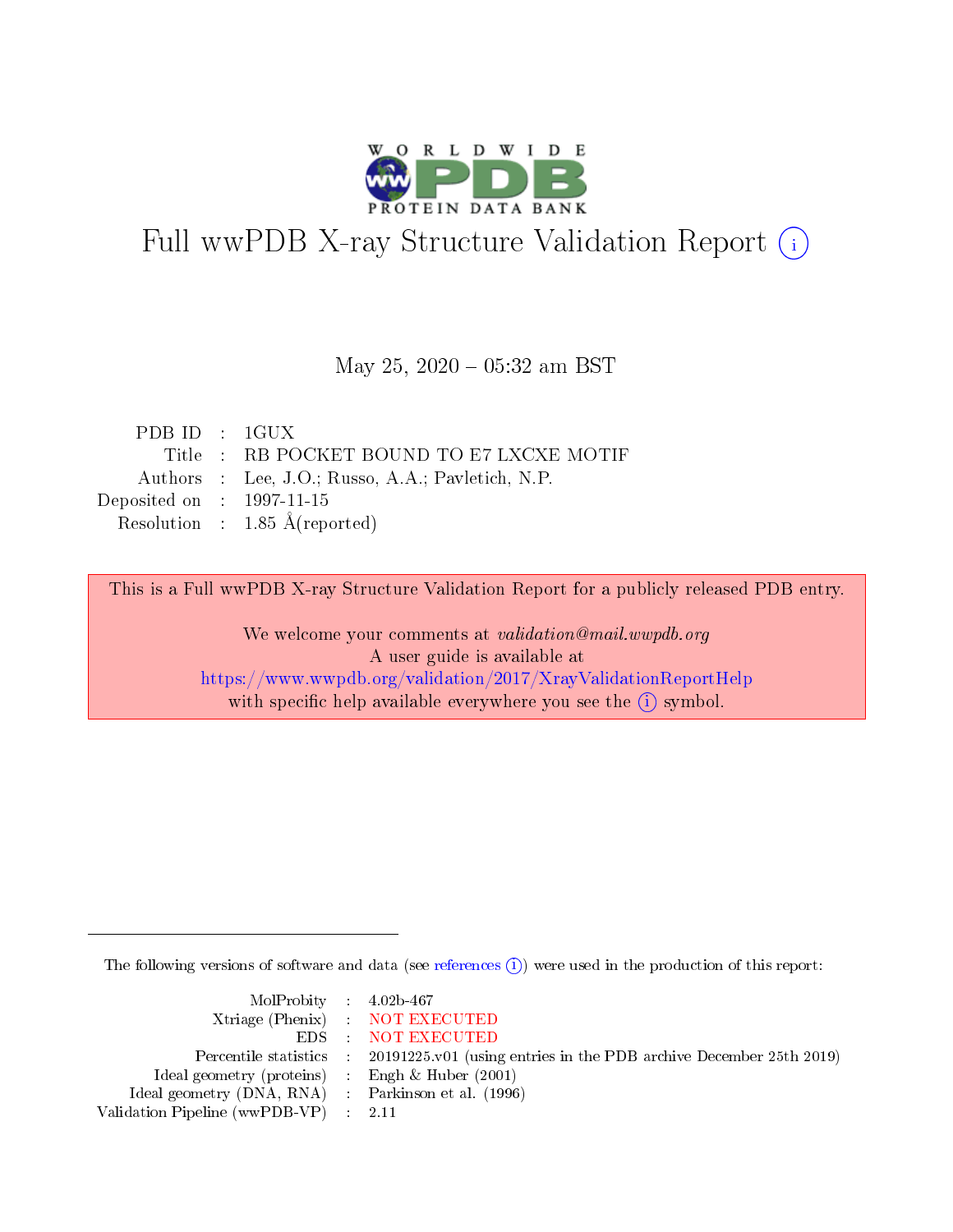# Full wwPDB X-ray Structure Validation Report (i)

May 25, 2020 – 05:32 am BST

| | | |
|---|---|---|
| PDB ID | : | 1GUX |
| Title | : | RB POCKET BOUND TO E7 LXCXE MOTIF |
| Authors | : | Lee, J.O.; Russo, A.A.; Pavletich, N.P. |
| Deposited on | : | 1997-11-15 |
| Resolution | : | 1.85 Å(reported) |

This is a Full wwPDB X-ray Structure Validation Report for a publicly released PDB entry.

We welcome your comments at *validation@mail.wwpdb.org*
A user guide is available at
https://www.wwpdb.org/validation/2017/XrayValidationReportHelp
with specific help available everywhere you see the (i) symbol.

The following versions of software and data (see references (i)) were used in the production of this report:

| | | |
|---|---|---|
| MolProbity | : | 4.02b-467 |
| Xtriage (Phenix) | : | NOT EXECUTED |
| EDS | : | NOT EXECUTED |
| Percentile statistics | : | 20191225.v01 (using entries in the PDB archive December 25th 2019) |
| Ideal geometry (proteins) | : | Engh & Huber (2001) |
| Ideal geometry (DNA, RNA) | : | Parkinson et al. (1996) |
| Validation Pipeline (wwPDB-VP) | : | 2.11 |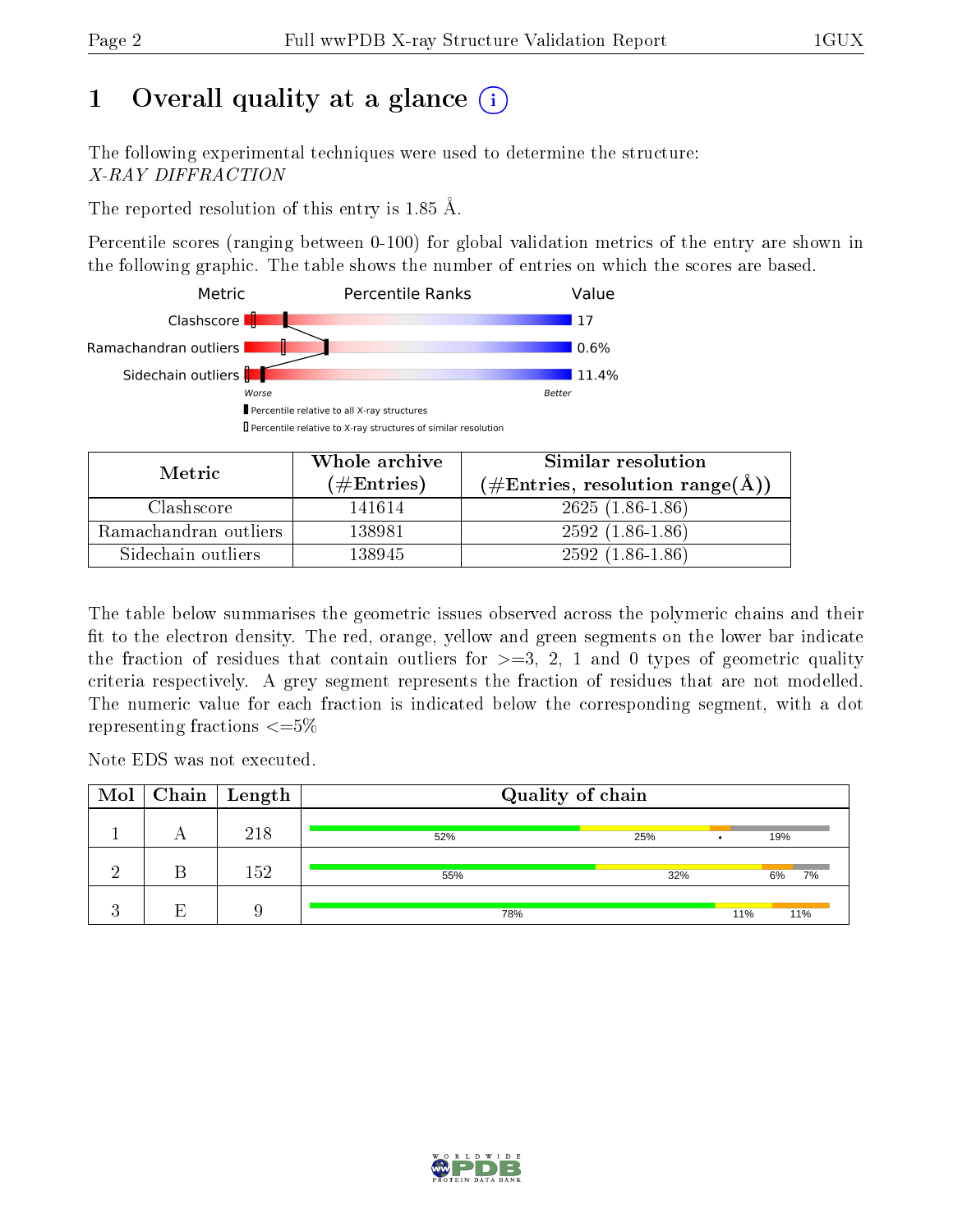# 1 Overall quality at a glance

The following experimental techniques were used to determine the structure: *X-RAY DIFFRACTION*

The reported resolution of this entry is 1.85 Å.

Percentile scores (ranging between 0-100) for global validation metrics of the entry are shown in the following graphic. The table shows the number of entries on which the scores are based.

| Metric | Value |
|---|---|
| Clashscore | 17 |
| Ramachandran outliers | 0.6% |
| Sidechain outliers | 11.4% |

| Metric | Whole archive (#Entries) | Similar resolution (#Entries, resolution range(Å)) |
|---|---|---|
| Clashscore | 141614 | 2625 (1.86-1.86) |
| Ramachandran outliers | 138981 | 2592 (1.86-1.86) |
| Sidechain outliers | 138945 | 2592 (1.86-1.86) |

The table below summarises the geometric issues observed across the polymeric chains and their fit to the electron density. The red, orange, yellow and green segments on the lower bar indicate the fraction of residues that contain outliers for >=3, 2, 1 and 0 types of geometric quality criteria respectively. A grey segment represents the fraction of residues that are not modelled. The numeric value for each fraction is indicated below the corresponding segment, with a dot representing fractions <=5%

Note EDS was not executed.

| Mol | Chain | Length | Quality of chain |
|---|---|---|---|
| 1 | A | 218 | 52% / 25% / • / 19% |
| 2 | B | 152 | 55% / 32% / 6% / 7% |
| 3 | E | 9 | 78% / 11% / 11% |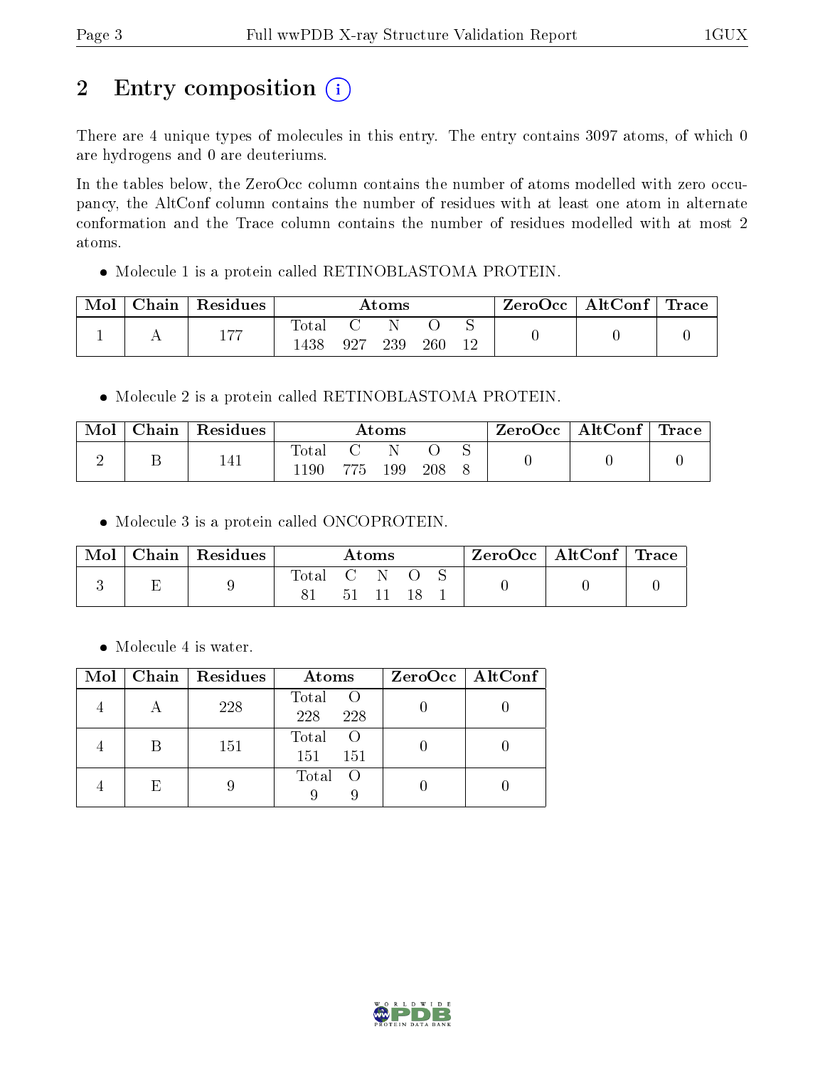# 2 Entry composition (i)

There are 4 unique types of molecules in this entry. The entry contains 3097 atoms, of which 0 are hydrogens and 0 are deuteriums.

In the tables below, the ZeroOcc column contains the number of atoms modelled with zero occupancy, the AltConf column contains the number of residues with at least one atom in alternate conformation and the Trace column contains the number of residues modelled with at most 2 atoms.

- Molecule 1 is a protein called RETINOBLASTOMA PROTEIN.

| Mol | Chain | Residues | Atoms | | | | | ZeroOcc | AltConf | Trace |
|---|---|---|---|---|---|---|---|---|---|---|
| 1 | A | 177 | Total<br>1438 | C<br>927 | N<br>239 | O<br>260 | S<br>12 | 0 | 0 | 0 |

- Molecule 2 is a protein called RETINOBLASTOMA PROTEIN.

| Mol | Chain | Residues | Atoms | | | | | ZeroOcc | AltConf | Trace |
|---|---|---|---|---|---|---|---|---|---|---|
| 2 | B | 141 | Total<br>1190 | C<br>775 | N<br>199 | O<br>208 | S<br>8 | 0 | 0 | 0 |

- Molecule 3 is a protein called ONCOPROTEIN.

| Mol | Chain | Residues | Atoms | | | | | ZeroOcc | AltConf | Trace |
|---|---|---|---|---|---|---|---|---|---|---|
| 3 | E | 9 | Total<br>81 | C<br>51 | N<br>11 | O<br>18 | S<br>1 | 0 | 0 | 0 |

- Molecule 4 is water.

| Mol | Chain | Residues | Atoms | | ZeroOcc | AltConf |
|---|---|---|---|---|---|---|
| 4 | A | 228 | Total<br>228 | O<br>228 | 0 | 0 |
| 4 | B | 151 | Total<br>151 | O<br>151 | 0 | 0 |
| 4 | E | 9 | Total<br>9 | O<br>9 | 0 | 0 |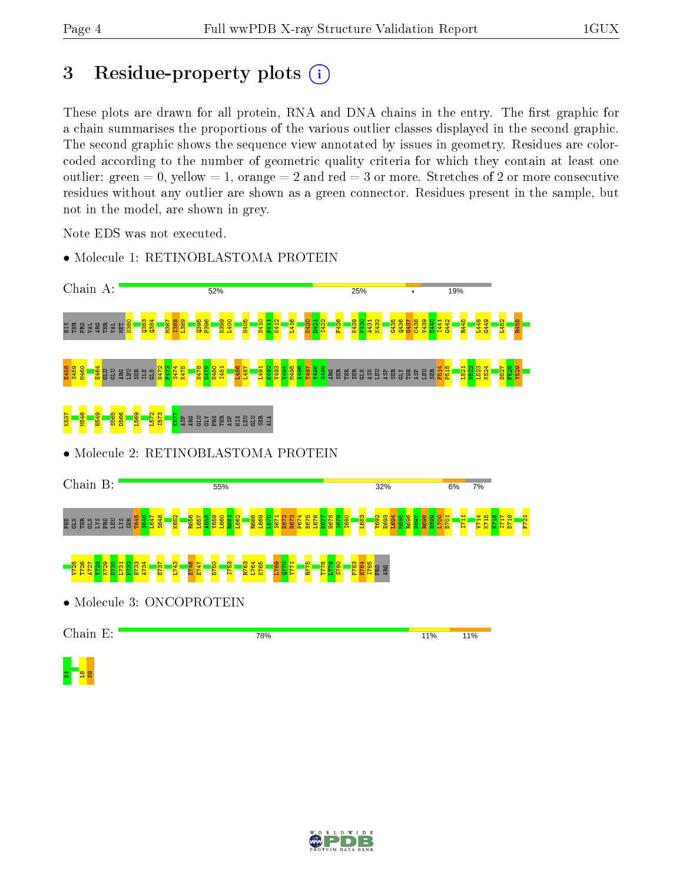# 3 Residue-property plots

These plots are drawn for all protein, RNA and DNA chains in the entry. The first graphic for a chain summarises the proportions of the various outlier classes displayed in the second graphic. The second graphic shows the sequence view annotated by issues in geometry. Residues are color-coded according to the number of geometric quality criteria for which they contain at least one outlier: green = 0, yellow = 1, orange = 2 and red = 3 or more. Stretches of 2 or more consecutive residues without any outlier are shown as a green connector. Residues present in the sample, but not in the model, are shown in grey.

Note EDS was not executed.

- Molecule 1: RETINOBLASTOMA PROTEIN

Chain A: 52% · 25% · • · 19%

HIS THR PRO VAL ARG THR VAL MET N380 Q383 Q384 M387 I388 L389 Q395 P396 N399 L400 N405 N410 P411 K412 L416 K420 D421 I422 F426 K429 F430 A431 K432 G435 Q436 G437 C438 V439 E440 I441 G442 R445 L448 G449 L452 R455 F458 S459 M460 F464 GLU GLU ARG LEU SER ILE GLN N472 F473 S474 K475 N478 D479 N480 I481 I486 L487 I491 E492 V493 V494 M495 A496 T497 V498 S499 ARG SER THR SER GLN ASN LEU ASP SER GLY THR ASP LEU SER F514 P515 L521 N522 L523 K524 D527 F528 Y529 K537 M546 H549 S565 D566 L569 L572 I573 K577 ASP ARG GLU GLY PRO THR ASP HIS LEU GLU SER ALA

- Molecule 2: RETINOBLASTOMA PROTEIN

Chain B: 55% · 32% · 6% · 7%

PHE GLN THR GLN LYS PRO LEU LYS SER T645 S646 L647 S648 K652 R656 L657 K658 N659 L660 R661 L662 R668 L669 L670 S671 E672 H673 P674 E675 L676 E677 H678 I679 I680 L683 Y692 E693 L694 M695 R696 D697 R698 H699 L700 D701 I711 V714 K715 N716 I717 D718 F721 V725 T726 A727 Y728 K729 D730 L731 P732 H733 A734 E737 L743 E746 E747 D750 I753 R763 L764 K765 L769 Q770 Y771 R775 T778 L779 S780 P783 H784 I785 PRO ARG

- Molecule 3: ONCOPROTEIN

Chain E: 78% · 11% · 11%

D1 L8 N9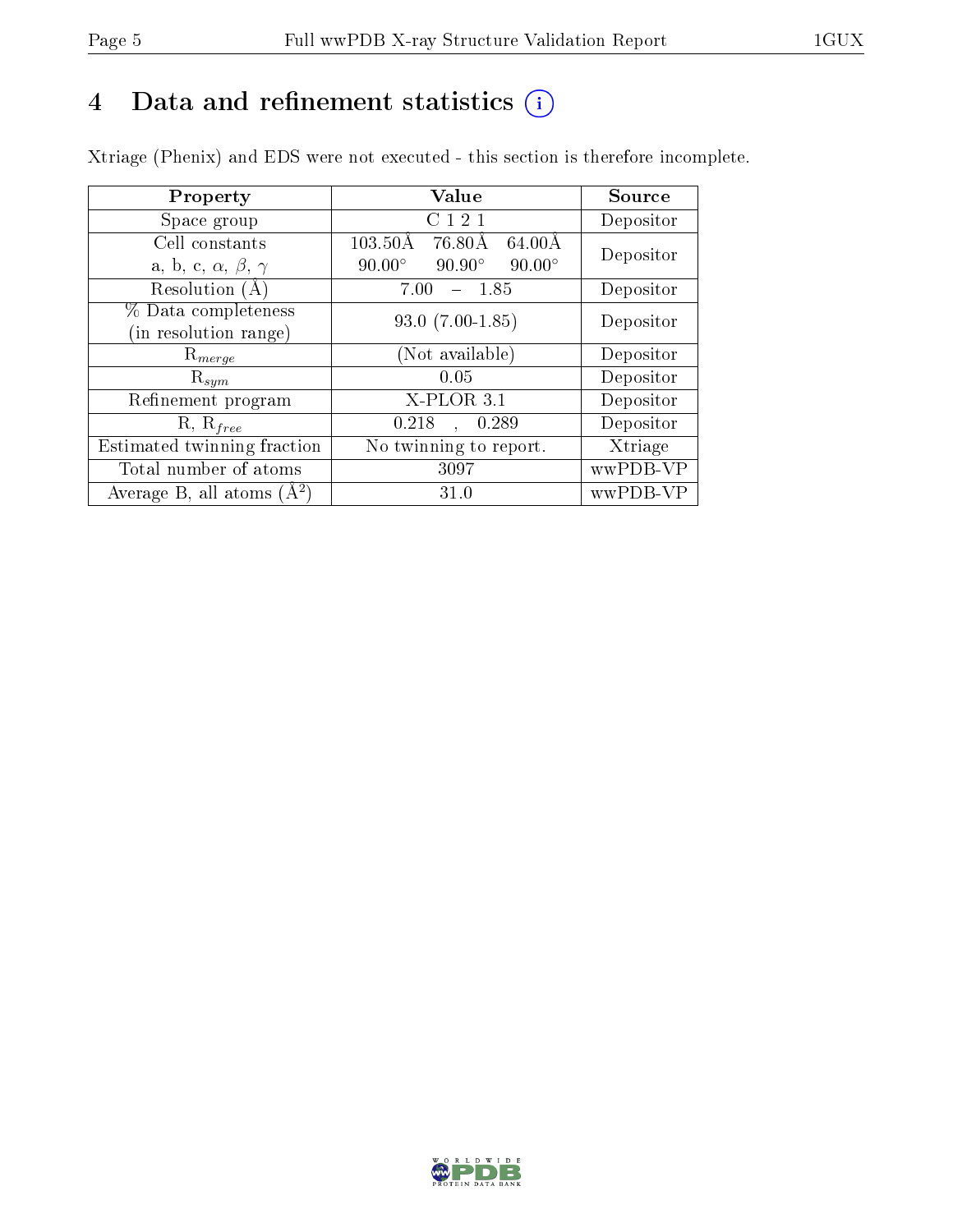# 4 Data and refinement statistics

Xtriage (Phenix) and EDS were not executed - this section is therefore incomplete.

| Property | Value | Source |
|---|---|---|
| Space group | C 1 2 1 | Depositor |
| Cell constants<br>a, b, c, $\alpha$, $\beta$, $\gamma$ | 103.50Å 76.80Å 64.00Å<br>90.00° 90.90° 90.00° | Depositor |
| Resolution (Å) | 7.00 – 1.85 | Depositor |
| % Data completeness<br>(in resolution range) | 93.0 (7.00-1.85) | Depositor |
| $R_{merge}$ | (Not available) | Depositor |
| $R_{sym}$ | 0.05 | Depositor |
| Refinement program | X-PLOR 3.1 | Depositor |
| R, $R_{free}$ | 0.218 , 0.289 | Depositor |
| Estimated twinning fraction | No twinning to report. | Xtriage |
| Total number of atoms | 3097 | wwPDB-VP |
| Average B, all atoms ($Å^2$) | 31.0 | wwPDB-VP |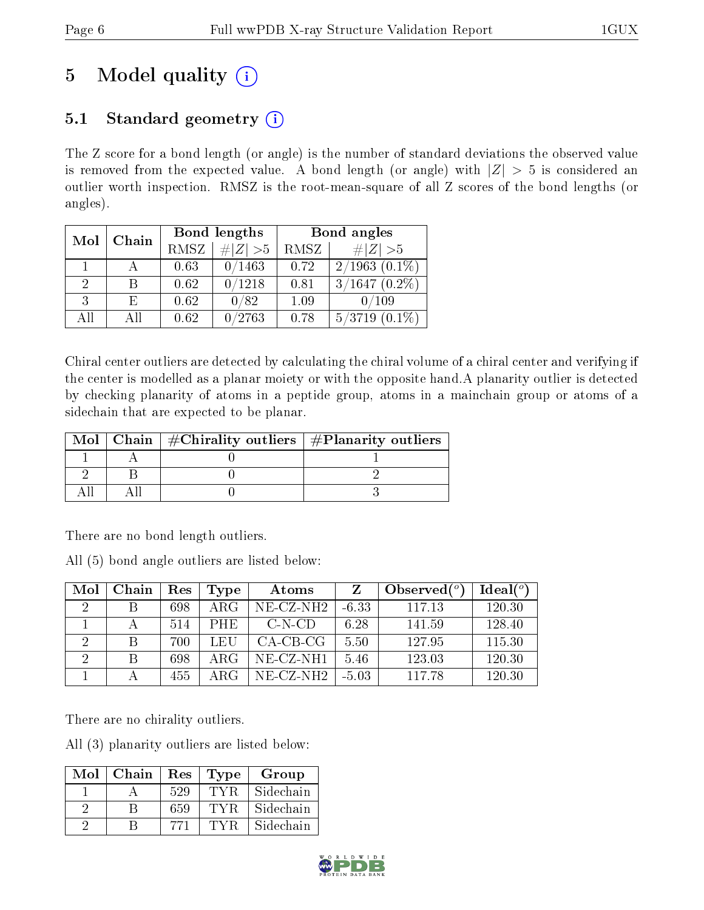# 5 Model quality

## 5.1 Standard geometry

The Z score for a bond length (or angle) is the number of standard deviations the observed value is removed from the expected value. A bond length (or angle) with $|Z| > 5$ is considered an outlier worth inspection. RMSZ is the root-mean-square of all Z scores of the bond lengths (or angles).

| Mol | Chain | Bond lengths | | Bond angles | |
|---|---|---|---|---|---|
| | | RMSZ | #$\|Z\|$ >5 | RMSZ | #$\|Z\|$ >5 |
| 1 | A | 0.63 | 0/1463 | 0.72 | 2/1963 (0.1%) |
| 2 | B | 0.62 | 0/1218 | 0.81 | 3/1647 (0.2%) |
| 3 | E | 0.62 | 0/82 | 1.09 | 0/109 |
| All | All | 0.62 | 0/2763 | 0.78 | 5/3719 (0.1%) |

Chiral center outliers are detected by calculating the chiral volume of a chiral center and verifying if the center is modelled as a planar moiety or with the opposite hand.A planarity outlier is detected by checking planarity of atoms in a peptide group, atoms in a mainchain group or atoms of a sidechain that are expected to be planar.

| Mol | Chain | #Chirality outliers | #Planarity outliers |
|---|---|---|---|
| 1 | A | 0 | 1 |
| 2 | B | 0 | 2 |
| All | All | 0 | 3 |

There are no bond length outliers.

All (5) bond angle outliers are listed below:

| Mol | Chain | Res | Type | Atoms | Z | Observed(°) | Ideal(°) |
|---|---|---|---|---|---|---|---|
| 2 | B | 698 | ARG | NE-CZ-NH2 | -6.33 | 117.13 | 120.30 |
| 1 | A | 514 | PHE | C-N-CD | 6.28 | 141.59 | 128.40 |
| 2 | B | 700 | LEU | CA-CB-CG | 5.50 | 127.95 | 115.30 |
| 2 | B | 698 | ARG | NE-CZ-NH1 | 5.46 | 123.03 | 120.30 |
| 1 | A | 455 | ARG | NE-CZ-NH2 | -5.03 | 117.78 | 120.30 |

There are no chirality outliers.

All (3) planarity outliers are listed below:

| Mol | Chain | Res | Type | Group |
|---|---|---|---|---|
| 1 | A | 529 | TYR | Sidechain |
| 2 | B | 659 | TYR | Sidechain |
| 2 | B | 771 | TYR | Sidechain |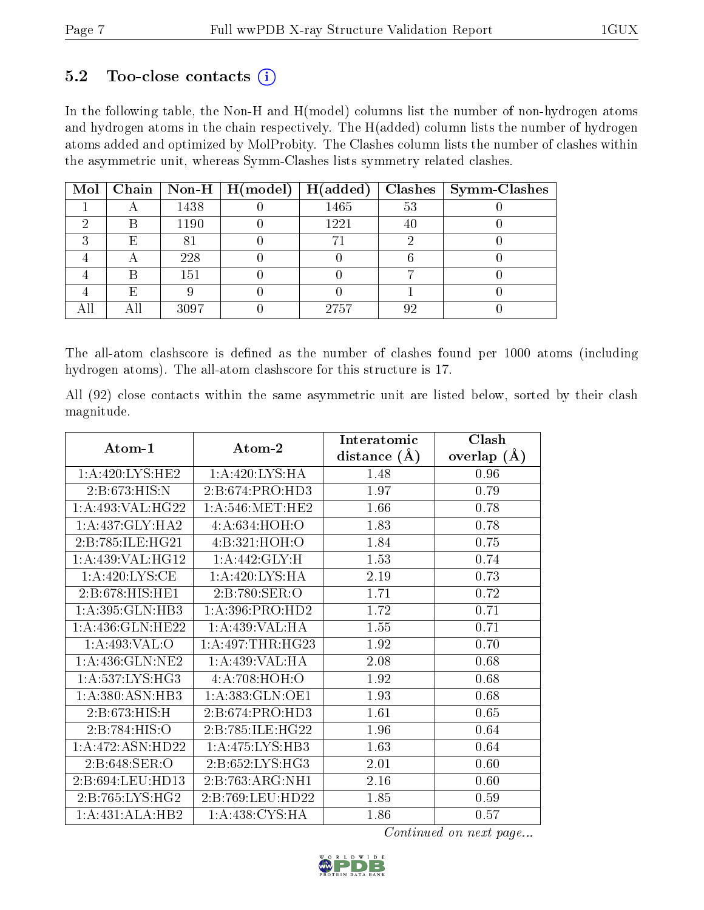### 5.2 Too-close contacts (i)

In the following table, the Non-H and H(model) columns list the number of non-hydrogen atoms and hydrogen atoms in the chain respectively. The H(added) column lists the number of hydrogen atoms added and optimized by MolProbity. The Clashes column lists the number of clashes within the asymmetric unit, whereas Symm-Clashes lists symmetry related clashes.

| Mol | Chain | Non-H | H(model) | H(added) | Clashes | Symm-Clashes |
|---|---|---|---|---|---|---|
| 1 | A | 1438 | 0 | 1465 | 53 | 0 |
| 2 | B | 1190 | 0 | 1221 | 40 | 0 |
| 3 | E | 81 | 0 | 71 | 2 | 0 |
| 4 | A | 228 | 0 | 0 | 6 | 0 |
| 4 | B | 151 | 0 | 0 | 7 | 0 |
| 4 | E | 9 | 0 | 0 | 1 | 0 |
| All | All | 3097 | 0 | 2757 | 92 | 0 |

The all-atom clashscore is defined as the number of clashes found per 1000 atoms (including hydrogen atoms). The all-atom clashscore for this structure is 17.

All (92) close contacts within the same asymmetric unit are listed below, sorted by their clash magnitude.

| Atom-1 | Atom-2 | Interatomic distance (Å) | Clash overlap (Å) |
|---|---|---|---|
| 1:A:420:LYS:HE2 | 1:A:420:LYS:HA | 1.48 | 0.96 |
| 2:B:673:HIS:N | 2:B:674:PRO:HD3 | 1.97 | 0.79 |
| 1:A:493:VAL:HG22 | 1:A:546:MET:HE2 | 1.66 | 0.78 |
| 1:A:437:GLY:HA2 | 4:A:634:HOH:O | 1.83 | 0.78 |
| 2:B:785:ILE:HG21 | 4:B:321:HOH:O | 1.84 | 0.75 |
| 1:A:439:VAL:HG12 | 1:A:442:GLY:H | 1.53 | 0.74 |
| 1:A:420:LYS:CE | 1:A:420:LYS:HA | 2.19 | 0.73 |
| 2:B:678:HIS:HE1 | 2:B:780:SER:O | 1.71 | 0.72 |
| 1:A:395:GLN:HB3 | 1:A:396:PRO:HD2 | 1.72 | 0.71 |
| 1:A:436:GLN:HE22 | 1:A:439:VAL:HA | 1.55 | 0.71 |
| 1:A:493:VAL:O | 1:A:497:THR:HG23 | 1.92 | 0.70 |
| 1:A:436:GLN:NE2 | 1:A:439:VAL:HA | 2.08 | 0.68 |
| 1:A:537:LYS:HG3 | 4:A:708:HOH:O | 1.92 | 0.68 |
| 1:A:380:ASN:HB3 | 1:A:383:GLN:OE1 | 1.93 | 0.68 |
| 2:B:673:HIS:H | 2:B:674:PRO:HD3 | 1.61 | 0.65 |
| 2:B:784:HIS:O | 2:B:785:ILE:HG22 | 1.96 | 0.64 |
| 1:A:472:ASN:HD22 | 1:A:475:LYS:HB3 | 1.63 | 0.64 |
| 2:B:648:SER:O | 2:B:652:LYS:HG3 | 2.01 | 0.60 |
| 2:B:694:LEU:HD13 | 2:B:763:ARG:NH1 | 2.16 | 0.60 |
| 2:B:765:LYS:HG2 | 2:B:769:LEU:HD22 | 1.85 | 0.59 |
| 1:A:431:ALA:HB2 | 1:A:438:CYS:HA | 1.86 | 0.57 |

*Continued on next page...*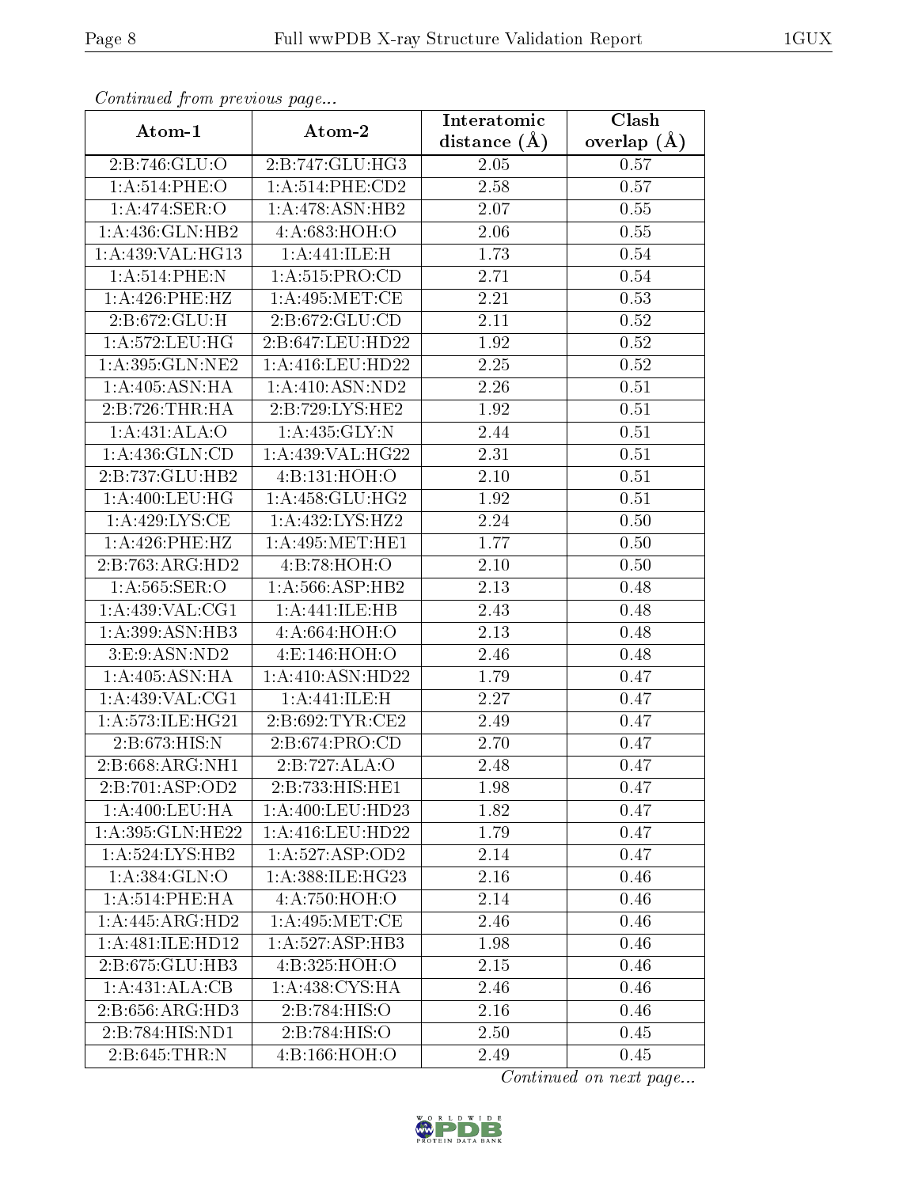*Continued from previous page...*

| Atom-1 | Atom-2 | Interatomic distance (Å) | Clash overlap (Å) |
|---|---|---|---|
| 2:B:746:GLU:O | 2:B:747:GLU:HG3 | 2.05 | 0.57 |
| 1:A:514:PHE:O | 1:A:514:PHE:CD2 | 2.58 | 0.57 |
| 1:A:474:SER:O | 1:A:478:ASN:HB2 | 2.07 | 0.55 |
| 1:A:436:GLN:HB2 | 4:A:683:HOH:O | 2.06 | 0.55 |
| 1:A:439:VAL:HG13 | 1:A:441:ILE:H | 1.73 | 0.54 |
| 1:A:514:PHE:N | 1:A:515:PRO:CD | 2.71 | 0.54 |
| 1:A:426:PHE:HZ | 1:A:495:MET:CE | 2.21 | 0.53 |
| 2:B:672:GLU:H | 2:B:672:GLU:CD | 2.11 | 0.52 |
| 1:A:572:LEU:HG | 2:B:647:LEU:HD22 | 1.92 | 0.52 |
| 1:A:395:GLN:NE2 | 1:A:416:LEU:HD22 | 2.25 | 0.52 |
| 1:A:405:ASN:HA | 1:A:410:ASN:ND2 | 2.26 | 0.51 |
| 2:B:726:THR:HA | 2:B:729:LYS:HE2 | 1.92 | 0.51 |
| 1:A:431:ALA:O | 1:A:435:GLY:N | 2.44 | 0.51 |
| 1:A:436:GLN:CD | 1:A:439:VAL:HG22 | 2.31 | 0.51 |
| 2:B:737:GLU:HB2 | 4:B:131:HOH:O | 2.10 | 0.51 |
| 1:A:400:LEU:HG | 1:A:458:GLU:HG2 | 1.92 | 0.51 |
| 1:A:429:LYS:CE | 1:A:432:LYS:HZ2 | 2.24 | 0.50 |
| 1:A:426:PHE:HZ | 1:A:495:MET:HE1 | 1.77 | 0.50 |
| 2:B:763:ARG:HD2 | 4:B:78:HOH:O | 2.10 | 0.50 |
| 1:A:565:SER:O | 1:A:566:ASP:HB2 | 2.13 | 0.48 |
| 1:A:439:VAL:CG1 | 1:A:441:ILE:HB | 2.43 | 0.48 |
| 1:A:399:ASN:HB3 | 4:A:664:HOH:O | 2.13 | 0.48 |
| 3:E:9:ASN:ND2 | 4:E:146:HOH:O | 2.46 | 0.48 |
| 1:A:405:ASN:HA | 1:A:410:ASN:HD22 | 1.79 | 0.47 |
| 1:A:439:VAL:CG1 | 1:A:441:ILE:H | 2.27 | 0.47 |
| 1:A:573:ILE:HG21 | 2:B:692:TYR:CE2 | 2.49 | 0.47 |
| 2:B:673:HIS:N | 2:B:674:PRO:CD | 2.70 | 0.47 |
| 2:B:668:ARG:NH1 | 2:B:727:ALA:O | 2.48 | 0.47 |
| 2:B:701:ASP:OD2 | 2:B:733:HIS:HE1 | 1.98 | 0.47 |
| 1:A:400:LEU:HA | 1:A:400:LEU:HD23 | 1.82 | 0.47 |
| 1:A:395:GLN:HE22 | 1:A:416:LEU:HD22 | 1.79 | 0.47 |
| 1:A:524:LYS:HB2 | 1:A:527:ASP:OD2 | 2.14 | 0.47 |
| 1:A:384:GLN:O | 1:A:388:ILE:HG23 | 2.16 | 0.46 |
| 1:A:514:PHE:HA | 4:A:750:HOH:O | 2.14 | 0.46 |
| 1:A:445:ARG:HD2 | 1:A:495:MET:CE | 2.46 | 0.46 |
| 1:A:481:ILE:HD12 | 1:A:527:ASP:HB3 | 1.98 | 0.46 |
| 2:B:675:GLU:HB3 | 4:B:325:HOH:O | 2.15 | 0.46 |
| 1:A:431:ALA:CB | 1:A:438:CYS:HA | 2.46 | 0.46 |
| 2:B:656:ARG:HD3 | 2:B:784:HIS:O | 2.16 | 0.46 |
| 2:B:784:HIS:ND1 | 2:B:784:HIS:O | 2.50 | 0.45 |
| 2:B:645:THR:N | 4:B:166:HOH:O | 2.49 | 0.45 |

*Continued on next page...*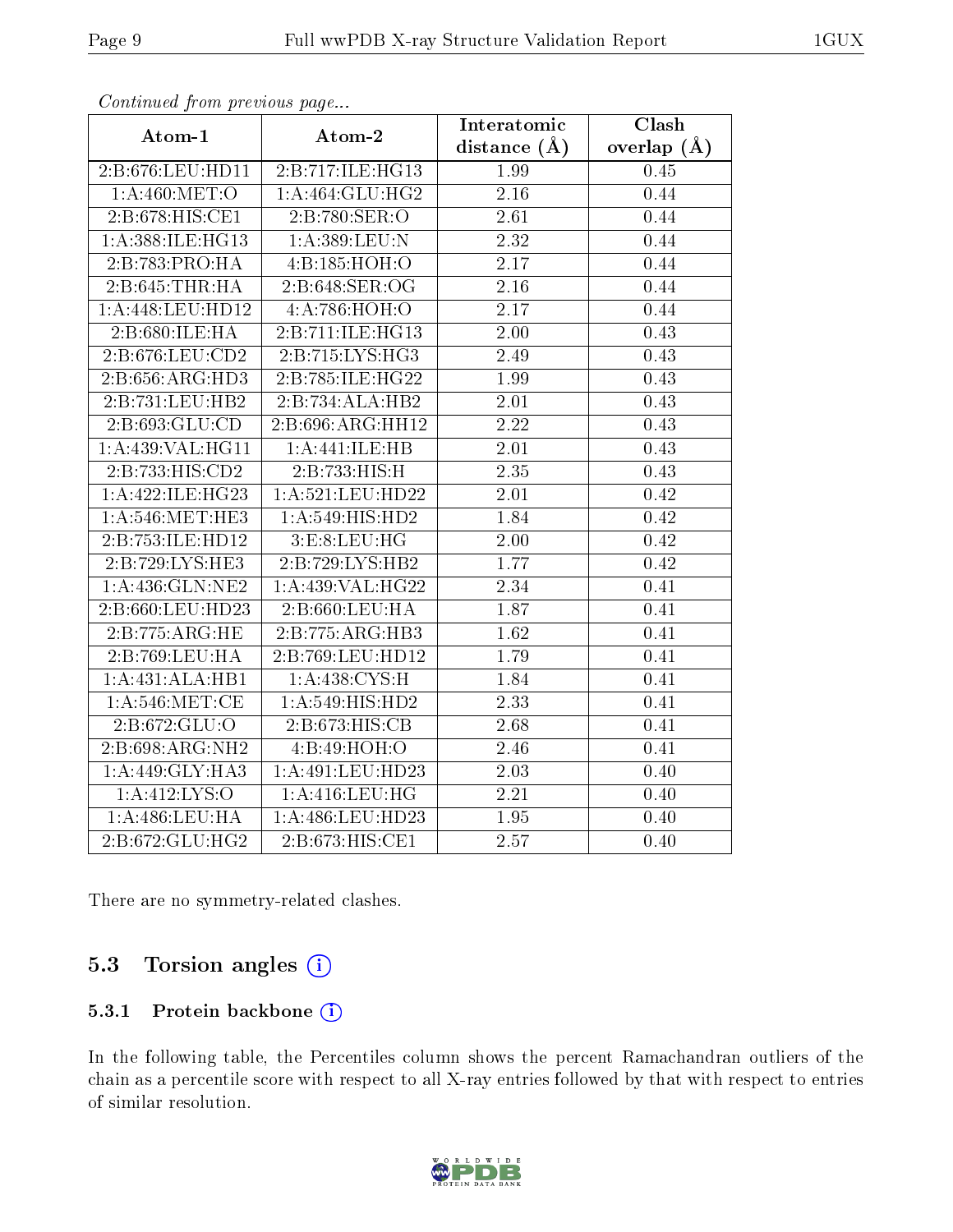*Continued from previous page...*

| Atom-1 | Atom-2 | Interatomic distance (Å) | Clash overlap (Å) |
|---|---|---|---|
| 2:B:676:LEU:HD11 | 2:B:717:ILE:HG13 | 1.99 | 0.45 |
| 1:A:460:MET:O | 1:A:464:GLU:HG2 | 2.16 | 0.44 |
| 2:B:678:HIS:CE1 | 2:B:780:SER:O | 2.61 | 0.44 |
| 1:A:388:ILE:HG13 | 1:A:389:LEU:N | 2.32 | 0.44 |
| 2:B:783:PRO:HA | 4:B:185:HOH:O | 2.17 | 0.44 |
| 2:B:645:THR:HA | 2:B:648:SER:OG | 2.16 | 0.44 |
| 1:A:448:LEU:HD12 | 4:A:786:HOH:O | 2.17 | 0.44 |
| 2:B:680:ILE:HA | 2:B:711:ILE:HG13 | 2.00 | 0.43 |
| 2:B:676:LEU:CD2 | 2:B:715:LYS:HG3 | 2.49 | 0.43 |
| 2:B:656:ARG:HD3 | 2:B:785:ILE:HG22 | 1.99 | 0.43 |
| 2:B:731:LEU:HB2 | 2:B:734:ALA:HB2 | 2.01 | 0.43 |
| 2:B:693:GLU:CD | 2:B:696:ARG:HH12 | 2.22 | 0.43 |
| 1:A:439:VAL:HG11 | 1:A:441:ILE:HB | 2.01 | 0.43 |
| 2:B:733:HIS:CD2 | 2:B:733:HIS:H | 2.35 | 0.43 |
| 1:A:422:ILE:HG23 | 1:A:521:LEU:HD22 | 2.01 | 0.42 |
| 1:A:546:MET:HE3 | 1:A:549:HIS:HD2 | 1.84 | 0.42 |
| 2:B:753:ILE:HD12 | 3:E:8:LEU:HG | 2.00 | 0.42 |
| 2:B:729:LYS:HE3 | 2:B:729:LYS:HB2 | 1.77 | 0.42 |
| 1:A:436:GLN:NE2 | 1:A:439:VAL:HG22 | 2.34 | 0.41 |
| 2:B:660:LEU:HD23 | 2:B:660:LEU:HA | 1.87 | 0.41 |
| 2:B:775:ARG:HE | 2:B:775:ARG:HB3 | 1.62 | 0.41 |
| 2:B:769:LEU:HA | 2:B:769:LEU:HD12 | 1.79 | 0.41 |
| 1:A:431:ALA:HB1 | 1:A:438:CYS:H | 1.84 | 0.41 |
| 1:A:546:MET:CE | 1:A:549:HIS:HD2 | 2.33 | 0.41 |
| 2:B:672:GLU:O | 2:B:673:HIS:CB | 2.68 | 0.41 |
| 2:B:698:ARG:NH2 | 4:B:49:HOH:O | 2.46 | 0.41 |
| 1:A:449:GLY:HA3 | 1:A:491:LEU:HD23 | 2.03 | 0.40 |
| 1:A:412:LYS:O | 1:A:416:LEU:HG | 2.21 | 0.40 |
| 1:A:486:LEU:HA | 1:A:486:LEU:HD23 | 1.95 | 0.40 |
| 2:B:672:GLU:HG2 | 2:B:673:HIS:CE1 | 2.57 | 0.40 |

There are no symmetry-related clashes.

## 5.3 Torsion angles

### 5.3.1 Protein backbone

In the following table, the Percentiles column shows the percent Ramachandran outliers of the chain as a percentile score with respect to all X-ray entries followed by that with respect to entries of similar resolution.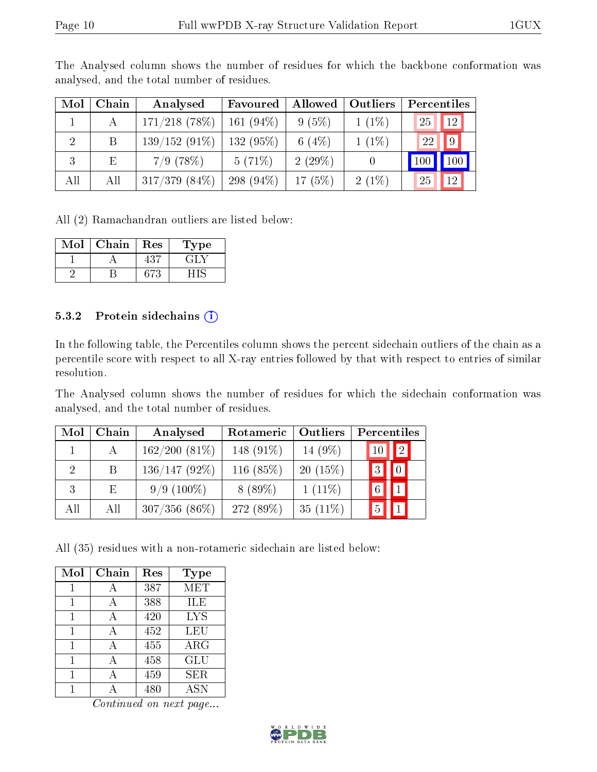The Analysed column shows the number of residues for which the backbone conformation was analysed, and the total number of residues.

| Mol | Chain | Analysed | Favoured | Allowed | Outliers | Percentiles | |
|---|---|---|---|---|---|---|---|
| 1 | A | 171/218 (78%) | 161 (94%) | 9 (5%) | 1 (1%) | 25 | 12 |
| 2 | B | 139/152 (91%) | 132 (95%) | 6 (4%) | 1 (1%) | 22 | 9 |
| 3 | E | 7/9 (78%) | 5 (71%) | 2 (29%) | 0 | 100 | 100 |
| All | All | 317/379 (84%) | 298 (94%) | 17 (5%) | 2 (1%) | 25 | 12 |

All (2) Ramachandran outliers are listed below:

| Mol | Chain | Res | Type |
|---|---|---|---|
| 1 | A | 437 | GLY |
| 2 | B | 673 | HIS |

### 5.3.2 Protein sidechains

In the following table, the Percentiles column shows the percent sidechain outliers of the chain as a percentile score with respect to all X-ray entries followed by that with respect to entries of similar resolution.

The Analysed column shows the number of residues for which the sidechain conformation was analysed, and the total number of residues.

| Mol | Chain | Analysed | Rotameric | Outliers | Percentiles | |
|---|---|---|---|---|---|---|
| 1 | A | 162/200 (81%) | 148 (91%) | 14 (9%) | 10 | 2 |
| 2 | B | 136/147 (92%) | 116 (85%) | 20 (15%) | 3 | 0 |
| 3 | E | 9/9 (100%) | 8 (89%) | 1 (11%) | 6 | 1 |
| All | All | 307/356 (86%) | 272 (89%) | 35 (11%) | 5 | 1 |

All (35) residues with a non-rotameric sidechain are listed below:

| Mol | Chain | Res | Type |
|---|---|---|---|
| 1 | A | 387 | MET |
| 1 | A | 388 | ILE |
| 1 | A | 420 | LYS |
| 1 | A | 452 | LEU |
| 1 | A | 455 | ARG |
| 1 | A | 458 | GLU |
| 1 | A | 459 | SER |
| 1 | A | 480 | ASN |

*Continued on next page...*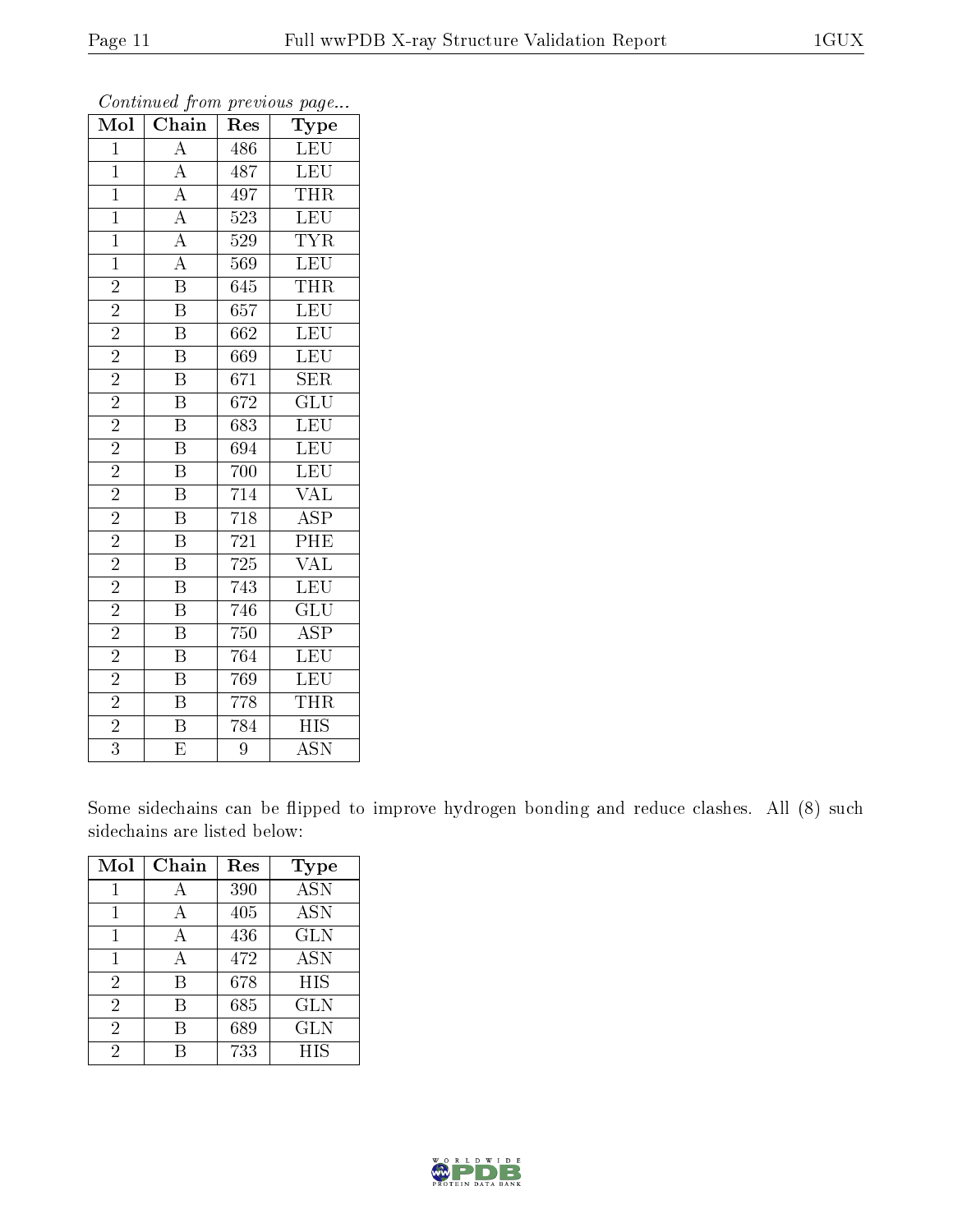*Continued from previous page...*

| Mol | Chain | Res | Type |
|---|---|---|---|
| 1 | A | 486 | LEU |
| 1 | A | 487 | LEU |
| 1 | A | 497 | THR |
| 1 | A | 523 | LEU |
| 1 | A | 529 | TYR |
| 1 | A | 569 | LEU |
| 2 | B | 645 | THR |
| 2 | B | 657 | LEU |
| 2 | B | 662 | LEU |
| 2 | B | 669 | LEU |
| 2 | B | 671 | SER |
| 2 | B | 672 | GLU |
| 2 | B | 683 | LEU |
| 2 | B | 694 | LEU |
| 2 | B | 700 | LEU |
| 2 | B | 714 | VAL |
| 2 | B | 718 | ASP |
| 2 | B | 721 | PHE |
| 2 | B | 725 | VAL |
| 2 | B | 743 | LEU |
| 2 | B | 746 | GLU |
| 2 | B | 750 | ASP |
| 2 | B | 764 | LEU |
| 2 | B | 769 | LEU |
| 2 | B | 778 | THR |
| 2 | B | 784 | HIS |
| 3 | E | 9 | ASN |

Some sidechains can be flipped to improve hydrogen bonding and reduce clashes. All (8) such sidechains are listed below:

| Mol | Chain | Res | Type |
|---|---|---|---|
| 1 | A | 390 | ASN |
| 1 | A | 405 | ASN |
| 1 | A | 436 | GLN |
| 1 | A | 472 | ASN |
| 2 | B | 678 | HIS |
| 2 | B | 685 | GLN |
| 2 | B | 689 | GLN |
| 2 | B | 733 | HIS |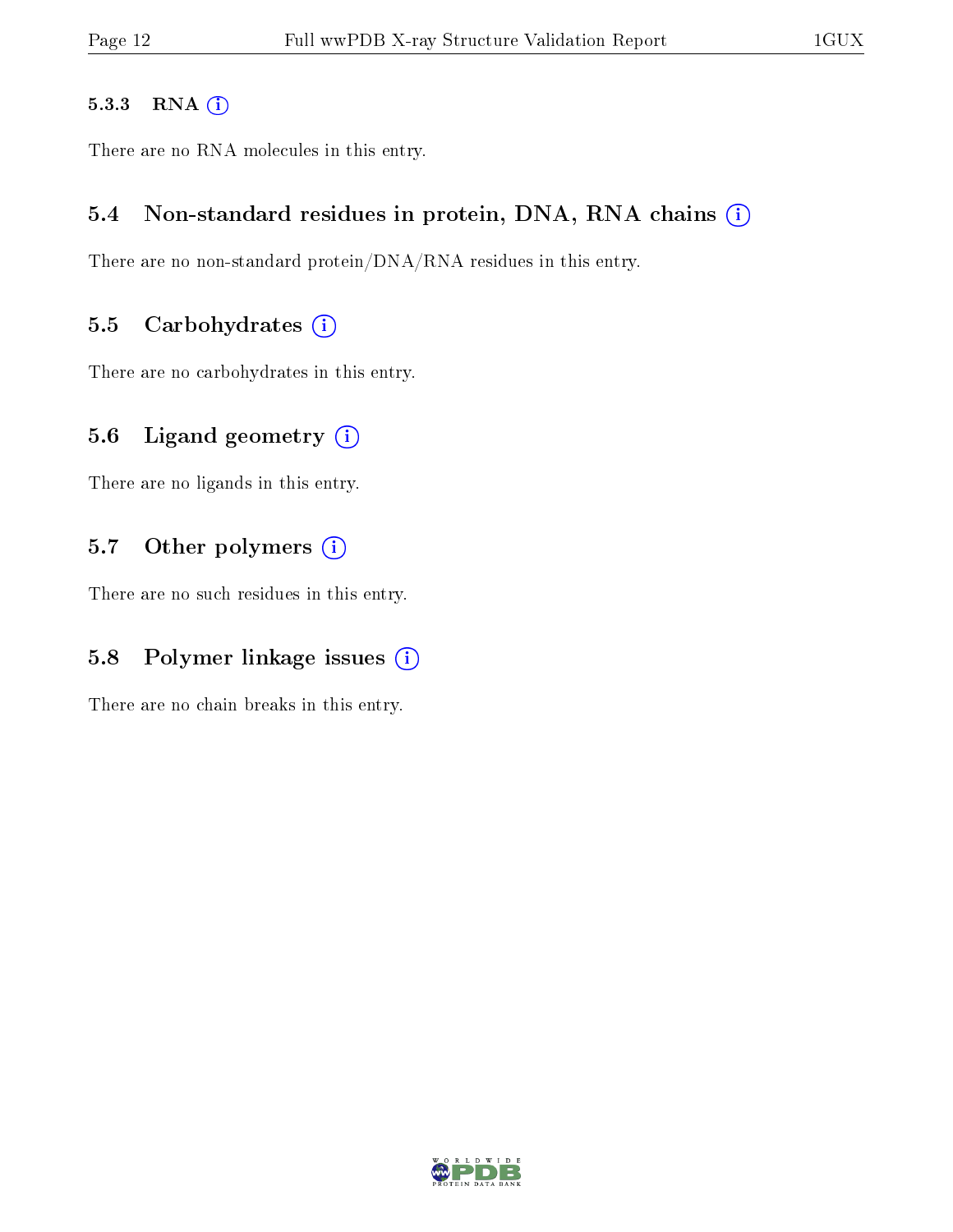#### 5.3.3 RNA

There are no RNA molecules in this entry.

### 5.4 Non-standard residues in protein, DNA, RNA chains

There are no non-standard protein/DNA/RNA residues in this entry.

### 5.5 Carbohydrates

There are no carbohydrates in this entry.

### 5.6 Ligand geometry

There are no ligands in this entry.

### 5.7 Other polymers

There are no such residues in this entry.

### 5.8 Polymer linkage issues

There are no chain breaks in this entry.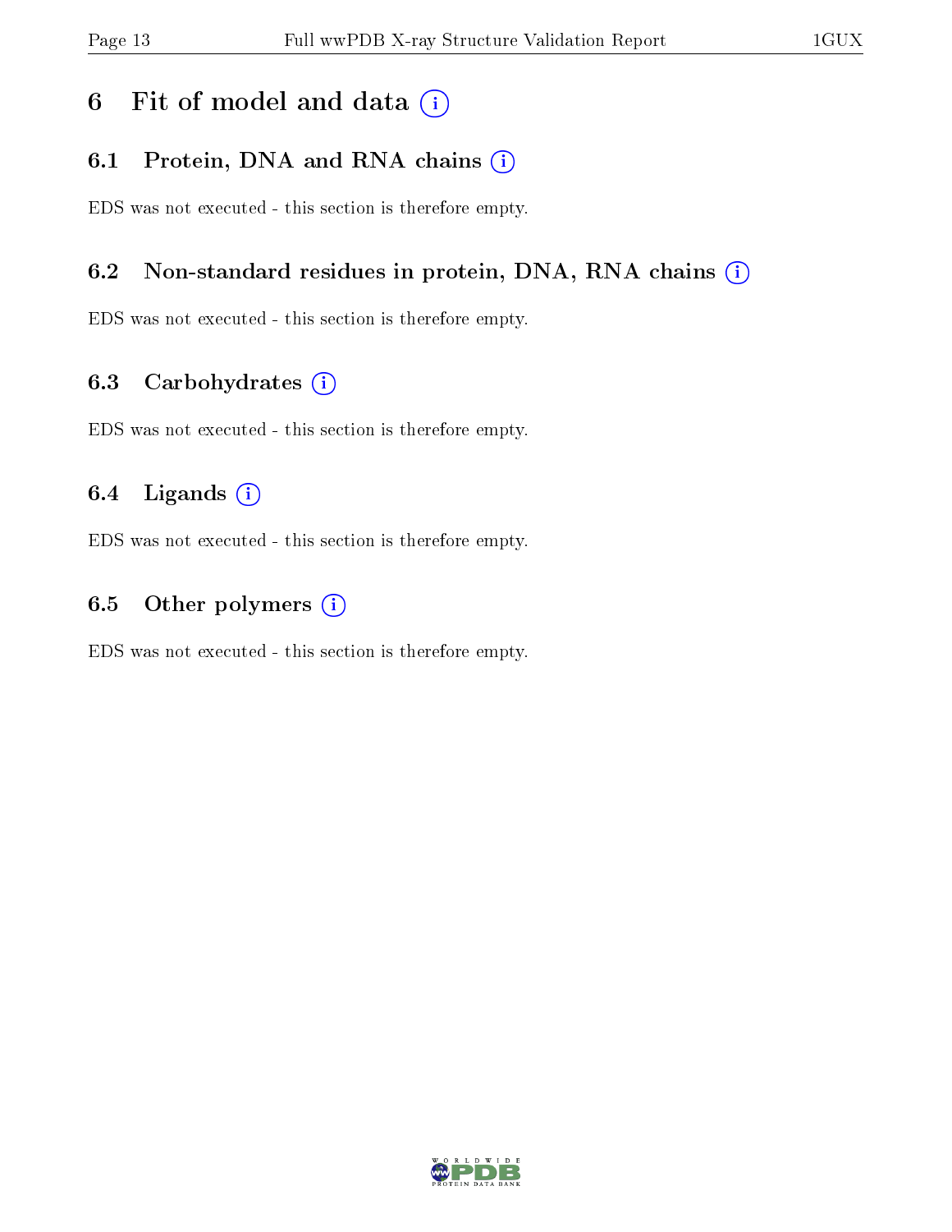# 6 Fit of model and data

## 6.1 Protein, DNA and RNA chains

EDS was not executed - this section is therefore empty.

## 6.2 Non-standard residues in protein, DNA, RNA chains

EDS was not executed - this section is therefore empty.

## 6.3 Carbohydrates

EDS was not executed - this section is therefore empty.

## 6.4 Ligands

EDS was not executed - this section is therefore empty.

## 6.5 Other polymers

EDS was not executed - this section is therefore empty.